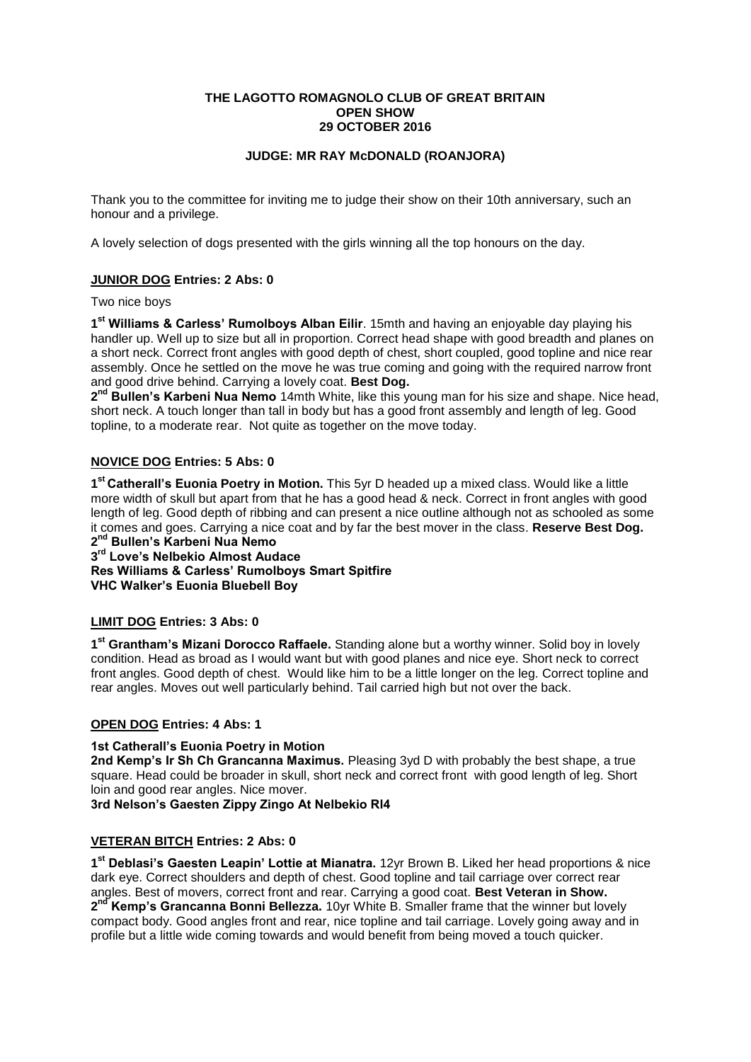**THE LAGOTTO ROMAGNOLO CLUB OF GREAT BRITAIN**
**OPEN SHOW**
**29 OCTOBER 2016**

**JUDGE: MR RAY McDONALD (ROANJORA)**

Thank you to the committee for inviting me to judge their show on their 10th anniversary, such an honour and a privilege.

A lovely selection of dogs presented with the girls winning all the top honours on the day.

## JUNIOR DOG Entries: 2 Abs: 0

Two nice boys

**1st Williams & Carless' Rumolboys Alban Eilir**. 15mth and having an enjoyable day playing his handler up. Well up to size but all in proportion. Correct head shape with good breadth and planes on a short neck. Correct front angles with good depth of chest, short coupled, good topline and nice rear assembly. Once he settled on the move he was true coming and going with the required narrow front and good drive behind. Carrying a lovely coat. **Best Dog.**

**2nd Bullen's Karbeni Nua Nemo** 14mth White, like this young man for his size and shape. Nice head, short neck. A touch longer than tall in body but has a good front assembly and length of leg. Good topline, to a moderate rear. Not quite as together on the move today.

## NOVICE DOG Entries: 5 Abs: 0

**1st Catherall's Euonia Poetry in Motion.** This 5yr D headed up a mixed class. Would like a little more width of skull but apart from that he has a good head & neck. Correct in front angles with good length of leg. Good depth of ribbing and can present a nice outline although not as schooled as some it comes and goes. Carrying a nice coat and by far the best mover in the class. **Reserve Best Dog.**

**2nd Bullen's Karbeni Nua Nemo**

**3rd Love's Nelbekio Almost Audace**

**Res Williams & Carless' Rumolboys Smart Spitfire**

**VHC Walker's Euonia Bluebell Boy**

## LIMIT DOG Entries: 3 Abs: 0

**1st Grantham's Mizani Dorocco Raffaele.** Standing alone but a worthy winner. Solid boy in lovely condition. Head as broad as I would want but with good planes and nice eye. Short neck to correct front angles. Good depth of chest. Would like him to be a little longer on the leg. Correct topline and rear angles. Moves out well particularly behind. Tail carried high but not over the back.

## OPEN DOG Entries: 4 Abs: 1

**1st Catherall's Euonia Poetry in Motion**

**2nd Kemp's Ir Sh Ch Grancanna Maximus.** Pleasing 3yd D with probably the best shape, a true square. Head could be broader in skull, short neck and correct front with good length of leg. Short loin and good rear angles. Nice mover.

**3rd Nelson's Gaesten Zippy Zingo At Nelbekio RI4**

## VETERAN BITCH Entries: 2 Abs: 0

**1st Deblasi's Gaesten Leapin' Lottie at Mianatra.** 12yr Brown B. Liked her head proportions & nice dark eye. Correct shoulders and depth of chest. Good topline and tail carriage over correct rear angles. Best of movers, correct front and rear. Carrying a good coat. **Best Veteran in Show.**

**2nd Kemp's Grancanna Bonni Bellezza.** 10yr White B. Smaller frame that the winner but lovely compact body. Good angles front and rear, nice topline and tail carriage. Lovely going away and in profile but a little wide coming towards and would benefit from being moved a touch quicker.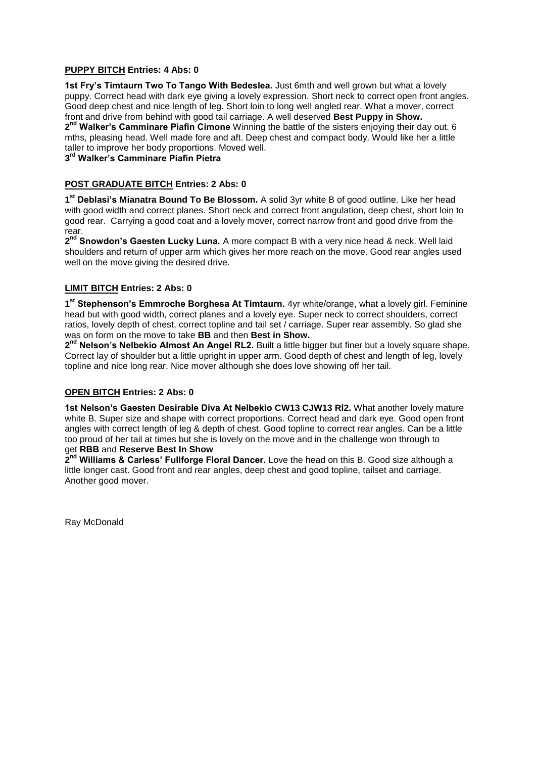**PUPPY BITCH Entries: 4 Abs: 0**

**1st Fry's Timtaurn Two To Tango With Bedeslea.** Just 6mth and well grown but what a lovely puppy. Correct head with dark eye giving a lovely expression. Short neck to correct open front angles. Good deep chest and nice length of leg. Short loin to long well angled rear. What a mover, correct front and drive from behind with good tail carriage. A well deserved **Best Puppy in Show.**
**2nd Walker's Camminare Piafin Cimone** Winning the battle of the sisters enjoying their day out. 6 mths, pleasing head. Well made fore and aft. Deep chest and compact body. Would like her a little taller to improve her body proportions. Moved well.
**3rd Walker's Camminare Piafin Pietra**

**POST GRADUATE BITCH Entries: 2 Abs: 0**

**1st Deblasi's Mianatra Bound To Be Blossom.** A solid 3yr white B of good outline. Like her head with good width and correct planes. Short neck and correct front angulation, deep chest, short loin to good rear. Carrying a good coat and a lovely mover, correct narrow front and good drive from the rear.
**2nd Snowdon's Gaesten Lucky Luna.** A more compact B with a very nice head & neck. Well laid shoulders and return of upper arm which gives her more reach on the move. Good rear angles used well on the move giving the desired drive.

**LIMIT BITCH Entries: 2 Abs: 0**

**1st Stephenson's Emmroche Borghesa At Timtaurn.** 4yr white/orange, what a lovely girl. Feminine head but with good width, correct planes and a lovely eye. Super neck to correct shoulders, correct ratios, lovely depth of chest, correct topline and tail set / carriage. Super rear assembly. So glad she was on form on the move to take **BB** and then **Best in Show.**
**2nd Nelson's Nelbekio Almost An Angel RL2.** Built a little bigger but finer but a lovely square shape. Correct lay of shoulder but a little upright in upper arm. Good depth of chest and length of leg, lovely topline and nice long rear. Nice mover although she does love showing off her tail.

**OPEN BITCH Entries: 2 Abs: 0**

**1st Nelson's Gaesten Desirable Diva At Nelbekio CW13 CJW13 Rl2.** What another lovely mature white B. Super size and shape with correct proportions. Correct head and dark eye. Good open front angles with correct length of leg & depth of chest. Good topline to correct rear angles. Can be a little too proud of her tail at times but she is lovely on the move and in the challenge won through to get **RBB** and **Reserve Best In Show**
**2nd Williams & Carless' Fullforge Floral Dancer.** Love the head on this B. Good size although a little longer cast. Good front and rear angles, deep chest and good topline, tailset and carriage. Another good mover.

Ray McDonald